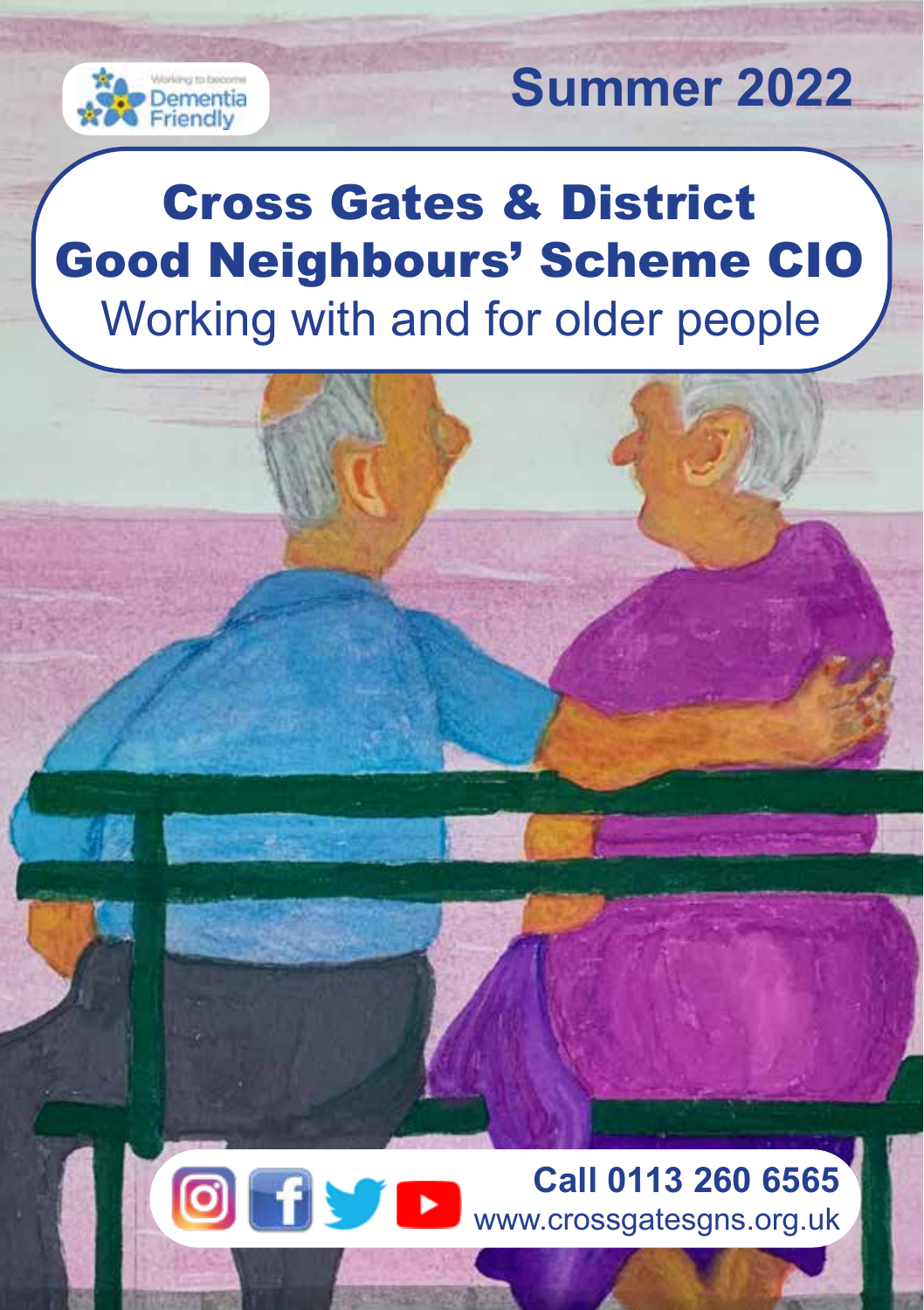Working to become Dementia Friendly

**Summer 2022**

# Cross Gates & District Good Neighbours' Scheme CIO

Working with and for older people

**Call 0113 260 6565**

www.crossgatesgns.org.uk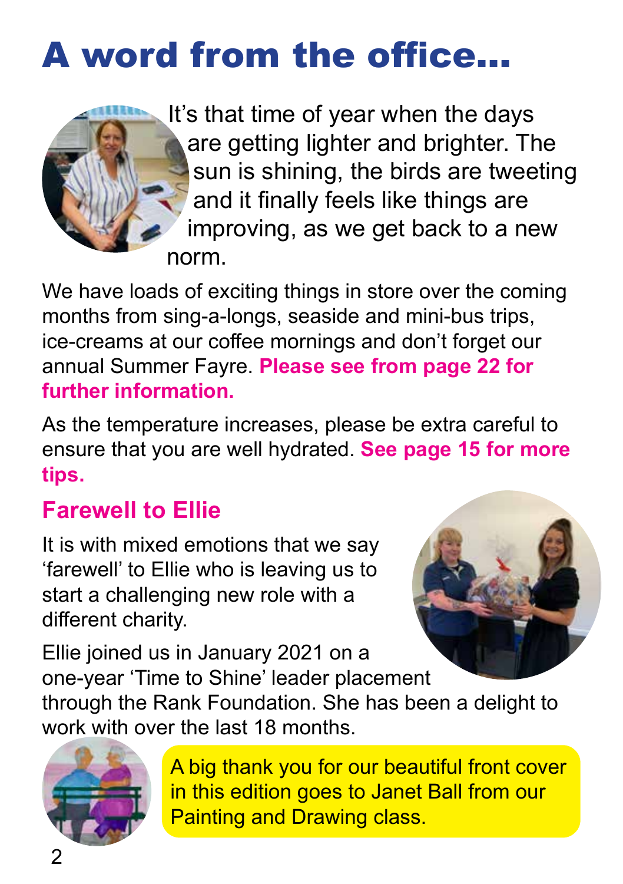# A word from the office...

It's that time of year when the days are getting lighter and brighter. The sun is shining, the birds are tweeting and it finally feels like things are improving, as we get back to a new norm.

We have loads of exciting things in store over the coming months from sing-a-longs, seaside and mini-bus trips, ice-creams at our coffee mornings and don't forget our annual Summer Fayre. **Please see from page 22 for further information.**

As the temperature increases, please be extra careful to ensure that you are well hydrated. **See page 15 for more tips.**

## Farewell to Ellie

It is with mixed emotions that we say 'farewell' to Ellie who is leaving us to start a challenging new role with a different charity.

Ellie joined us in January 2021 on a one-year 'Time to Shine' leader placement through the Rank Foundation. She has been a delight to work with over the last 18 months.

A big thank you for our beautiful front cover in this edition goes to Janet Ball from our Painting and Drawing class.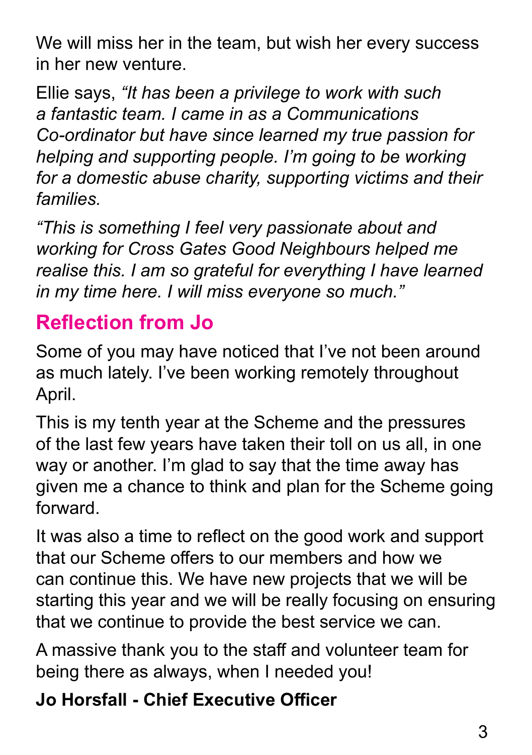We will miss her in the team, but wish her every success in her new venture.

Ellie says, *"It has been a privilege to work with such a fantastic team. I came in as a Communications Co-ordinator but have since learned my true passion for helping and supporting people. I'm going to be working for a domestic abuse charity, supporting victims and their families.*

*"This is something I feel very passionate about and working for Cross Gates Good Neighbours helped me realise this. I am so grateful for everything I have learned in my time here. I will miss everyone so much."*

## Reflection from Jo

Some of you may have noticed that I've not been around as much lately. I've been working remotely throughout April.

This is my tenth year at the Scheme and the pressures of the last few years have taken their toll on us all, in one way or another. I'm glad to say that the time away has given me a chance to think and plan for the Scheme going forward.

It was also a time to reflect on the good work and support that our Scheme offers to our members and how we can continue this. We have new projects that we will be starting this year and we will be really focusing on ensuring that we continue to provide the best service we can.

A massive thank you to the staff and volunteer team for being there as always, when I needed you!

**Jo Horsfall - Chief Executive Officer**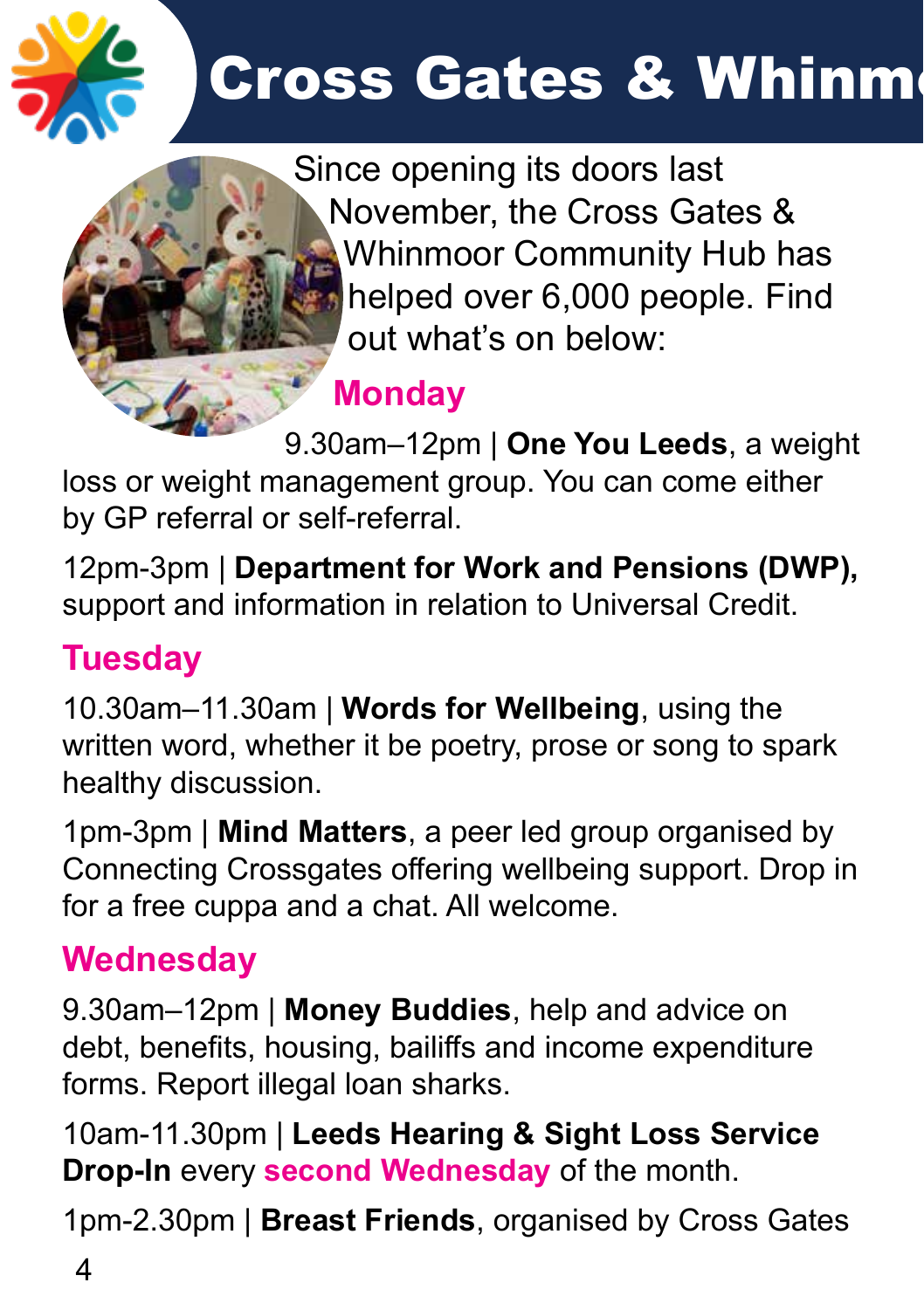# Cross Gates & Whinm

Since opening its doors last November, the Cross Gates & Whinmoor Community Hub has helped over 6,000 people. Find out what's on below:

## Monday

9.30am–12pm | **One You Leeds**, a weight loss or weight management group. You can come either by GP referral or self-referral.

12pm-3pm | **Department for Work and Pensions (DWP),** support and information in relation to Universal Credit.

## Tuesday

10.30am–11.30am | **Words for Wellbeing**, using the written word, whether it be poetry, prose or song to spark healthy discussion.

1pm-3pm | **Mind Matters**, a peer led group organised by Connecting Crossgates offering wellbeing support. Drop in for a free cuppa and a chat. All welcome.

## Wednesday

9.30am–12pm | **Money Buddies**, help and advice on debt, benefits, housing, bailiffs and income expenditure forms. Report illegal loan sharks.

10am-11.30pm | **Leeds Hearing & Sight Loss Service Drop-In** every **second Wednesday** of the month.

1pm-2.30pm | **Breast Friends**, organised by Cross Gates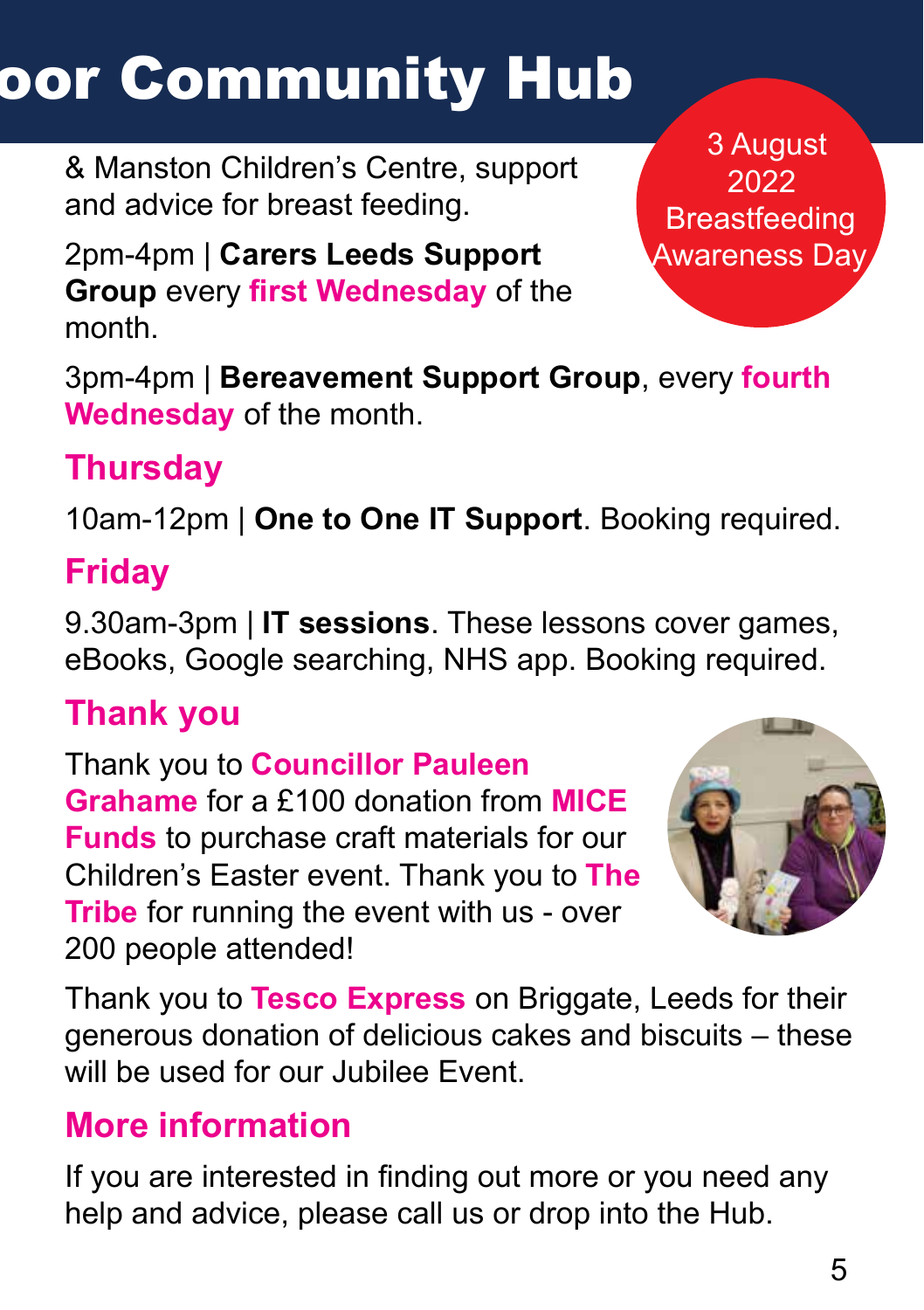# oor Community Hub

& Manston Children's Centre, support and advice for breast feeding.

3 August 2022 Breastfeeding Awareness Day

2pm-4pm | **Carers Leeds Support Group** every **first Wednesday** of the month.

3pm-4pm | **Bereavement Support Group**, every **fourth Wednesday** of the month.

## Thursday

10am-12pm | **One to One IT Support**. Booking required.

## Friday

9.30am-3pm | **IT sessions**. These lessons cover games, eBooks, Google searching, NHS app. Booking required.

## Thank you

Thank you to **Councillor Pauleen Grahame** for a £100 donation from **MICE Funds** to purchase craft materials for our Children's Easter event. Thank you to **The Tribe** for running the event with us - over 200 people attended!

Thank you to **Tesco Express** on Briggate, Leeds for their generous donation of delicious cakes and biscuits – these will be used for our Jubilee Event.

## More information

If you are interested in finding out more or you need any help and advice, please call us or drop into the Hub.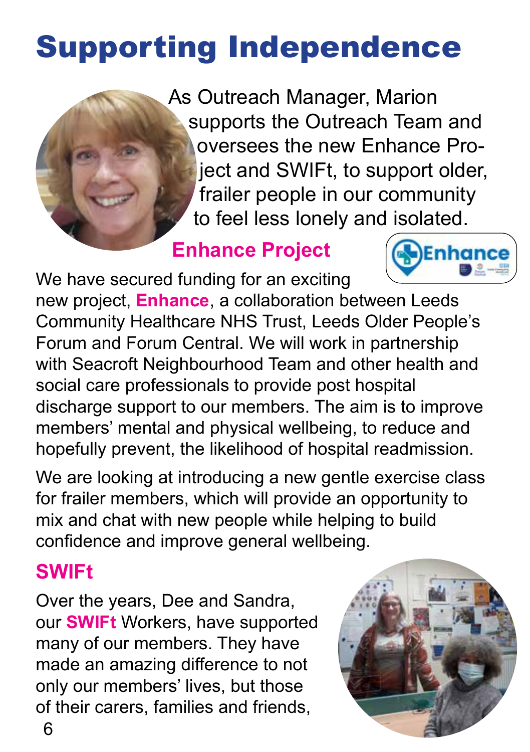# Supporting Independence

As Outreach Manager, Marion supports the Outreach Team and oversees the new Enhance Project and SWIFt, to support older, frailer people in our community to feel less lonely and isolated.

## Enhance Project

We have secured funding for an exciting new project, **Enhance**, a collaboration between Leeds Community Healthcare NHS Trust, Leeds Older People's Forum and Forum Central. We will work in partnership with Seacroft Neighbourhood Team and other health and social care professionals to provide post hospital discharge support to our members. The aim is to improve members' mental and physical wellbeing, to reduce and hopefully prevent, the likelihood of hospital readmission.

We are looking at introducing a new gentle exercise class for frailer members, which will provide an opportunity to mix and chat with new people while helping to build confidence and improve general wellbeing.

## SWIFt

Over the years, Dee and Sandra, our **SWIFt** Workers, have supported many of our members. They have made an amazing difference to not only our members' lives, but those of their carers, families and friends,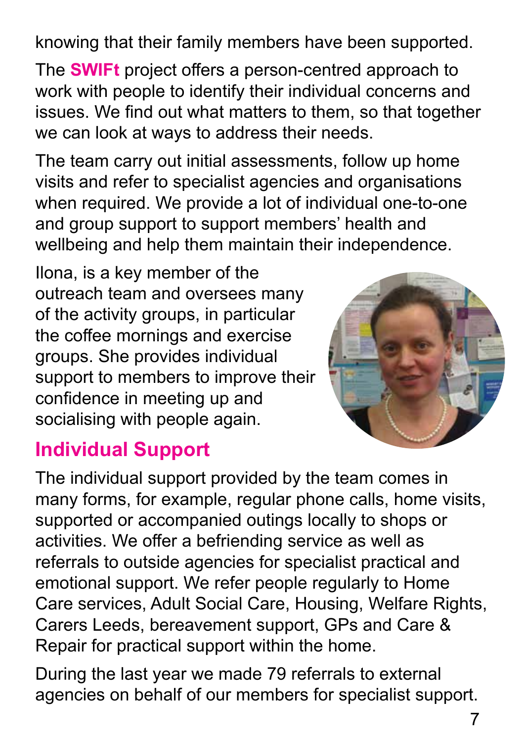knowing that their family members have been supported.

The **SWIFt** project offers a person-centred approach to work with people to identify their individual concerns and issues. We find out what matters to them, so that together we can look at ways to address their needs.

The team carry out initial assessments, follow up home visits and refer to specialist agencies and organisations when required. We provide a lot of individual one-to-one and group support to support members' health and wellbeing and help them maintain their independence.

Ilona, is a key member of the outreach team and oversees many of the activity groups, in particular the coffee mornings and exercise groups. She provides individual support to members to improve their confidence in meeting up and socialising with people again.

## Individual Support

The individual support provided by the team comes in many forms, for example, regular phone calls, home visits, supported or accompanied outings locally to shops or activities. We offer a befriending service as well as referrals to outside agencies for specialist practical and emotional support. We refer people regularly to Home Care services, Adult Social Care, Housing, Welfare Rights, Carers Leeds, bereavement support, GPs and Care & Repair for practical support within the home.

During the last year we made 79 referrals to external agencies on behalf of our members for specialist support.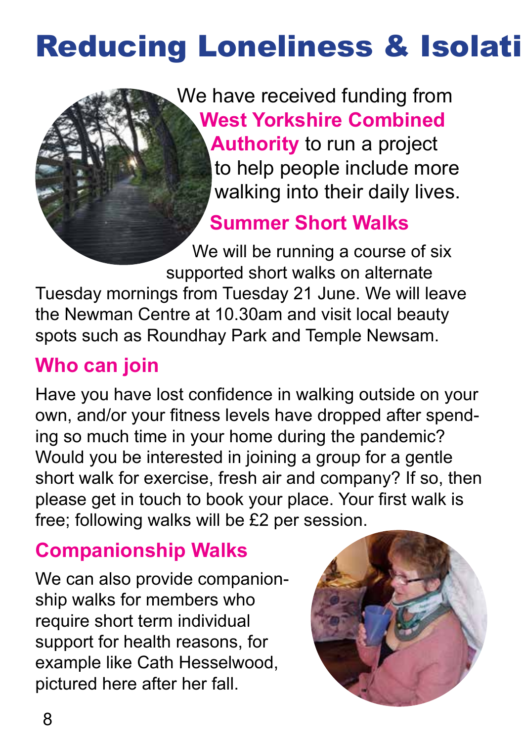# Reducing Loneliness & Isolati

We have received funding from **West Yorkshire Combined Authority** to run a project to help people include more walking into their daily lives.

## Summer Short Walks

We will be running a course of six supported short walks on alternate Tuesday mornings from Tuesday 21 June. We will leave the Newman Centre at 10.30am and visit local beauty spots such as Roundhay Park and Temple Newsam.

## Who can join

Have you have lost confidence in walking outside on your own, and/or your fitness levels have dropped after spending so much time in your home during the pandemic? Would you be interested in joining a group for a gentle short walk for exercise, fresh air and company? If so, then please get in touch to book your place. Your first walk is free; following walks will be £2 per session.

## Companionship Walks

We can also provide companionship walks for members who require short term individual support for health reasons, for example like Cath Hesselwood, pictured here after her fall.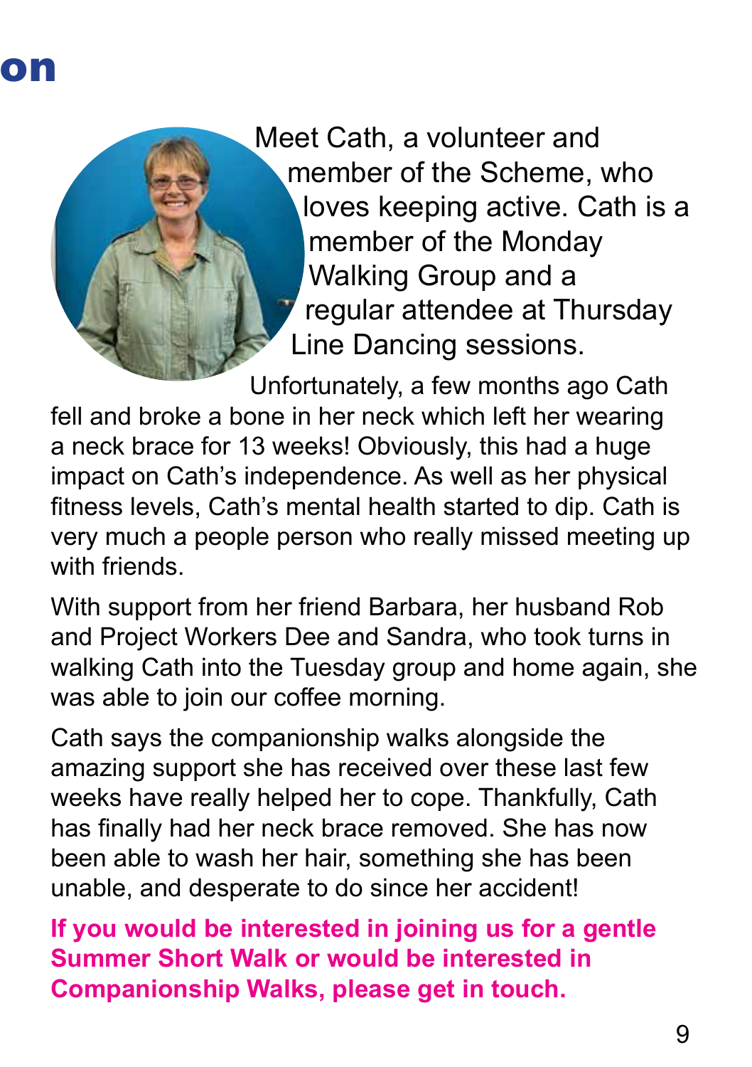Meet Cath, a volunteer and member of the Scheme, who loves keeping active. Cath is a member of the Monday Walking Group and a regular attendee at Thursday Line Dancing sessions.

Unfortunately, a few months ago Cath fell and broke a bone in her neck which left her wearing a neck brace for 13 weeks! Obviously, this had a huge impact on Cath's independence. As well as her physical fitness levels, Cath's mental health started to dip. Cath is very much a people person who really missed meeting up with friends.

With support from her friend Barbara, her husband Rob and Project Workers Dee and Sandra, who took turns in walking Cath into the Tuesday group and home again, she was able to join our coffee morning.

Cath says the companionship walks alongside the amazing support she has received over these last few weeks have really helped her to cope. Thankfully, Cath has finally had her neck brace removed. She has now been able to wash her hair, something she has been unable, and desperate to do since her accident!

**If you would be interested in joining us for a gentle Summer Short Walk or would be interested in Companionship Walks, please get in touch.**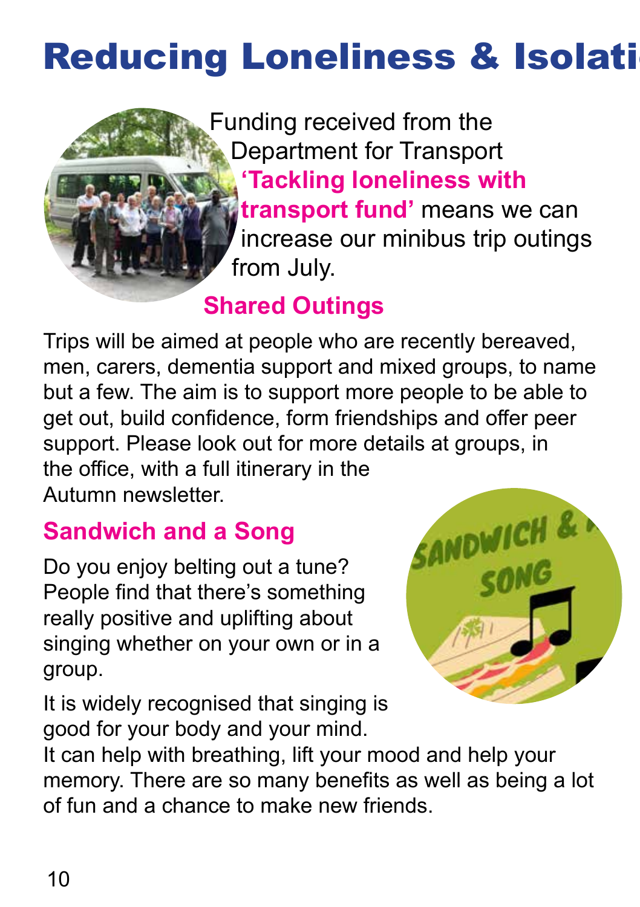# Reducing Loneliness & Isolati

Funding received from the Department for Transport **'Tackling loneliness with transport fund'** means we can increase our minibus trip outings from July.

## Shared Outings

Trips will be aimed at people who are recently bereaved, men, carers, dementia support and mixed groups, to name but a few. The aim is to support more people to be able to get out, build confidence, form friendships and offer peer support. Please look out for more details at groups, in the office, with a full itinerary in the Autumn newsletter.

## Sandwich and a Song

Do you enjoy belting out a tune? People find that there's something really positive and uplifting about singing whether on your own or in a group.

It is widely recognised that singing is good for your body and your mind. It can help with breathing, lift your mood and help your memory. There are so many benefits as well as being a lot of fun and a chance to make new friends.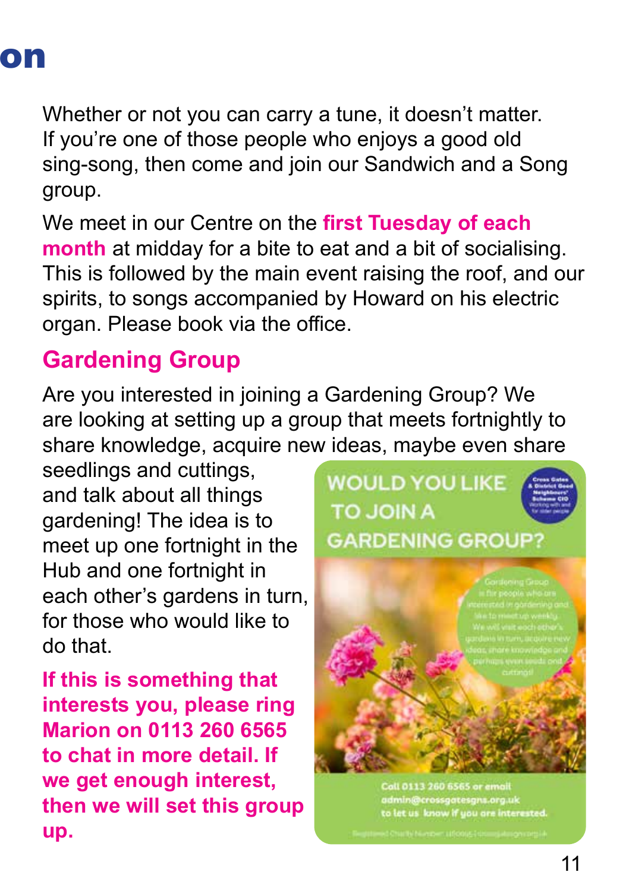on

Whether or not you can carry a tune, it doesn't matter. If you're one of those people who enjoys a good old sing-song, then come and join our Sandwich and a Song group.

We meet in our Centre on the **first Tuesday of each month** at midday for a bite to eat and a bit of socialising. This is followed by the main event raising the roof, and our spirits, to songs accompanied by Howard on his electric organ. Please book via the office.

## Gardening Group

Are you interested in joining a Gardening Group? We are looking at setting up a group that meets fortnightly to share knowledge, acquire new ideas, maybe even share seedlings and cuttings, and talk about all things gardening! The idea is to meet up one fortnight in the Hub and one fortnight in each other's gardens in turn, for those who would like to do that.

**If this is something that interests you, please ring Marion on 0113 260 6565 to chat in more detail. If we get enough interest, then we will set this group up.**

WOULD YOU LIKE TO JOIN A GARDENING GROUP?

Cross Gates & District Good Neighbours' Scheme CIO

Gardening Group is for people who are interested in gardening and like to meet up weekly. We will visit each other's gardens in turn, acquire new ideas, share knowledge and perhaps even seeds and cuttings!

Call 0113 260 6565 or email admin@crossgatesgns.org.uk to let us know if you are interested.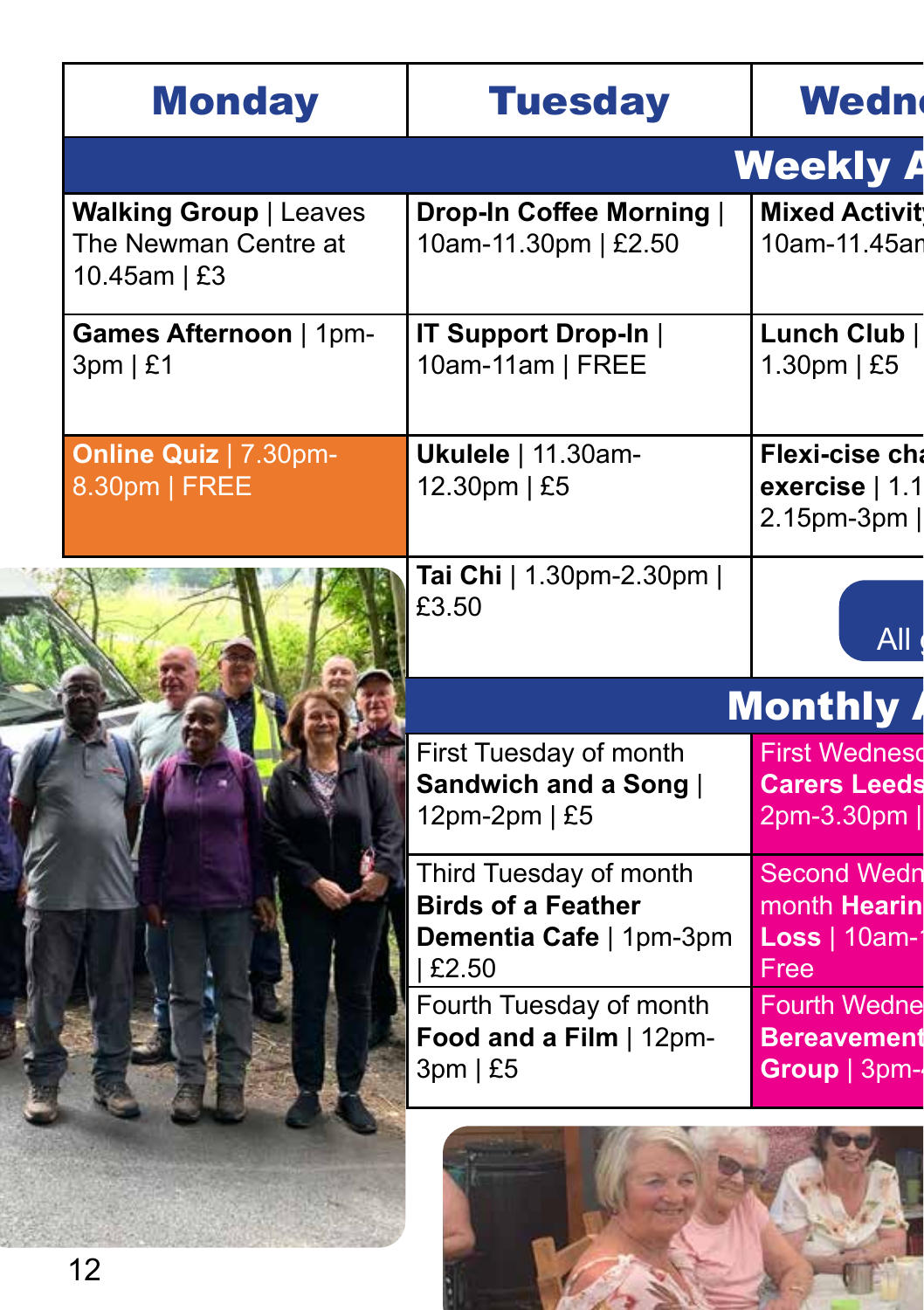| Monday | Tuesday | Wedn |
|---|---|---|
| | | **Weekly A** |
| **Walking Group** \| Leaves The Newman Centre at 10.45am \| £3 | **Drop-In Coffee Morning** \| 10am-11.30pm \| £2.50 | **Mixed Activit** 10am-11.45an |
| **Games Afternoon** \| 1pm-3pm \| £1 | **IT Support Drop-In** \| 10am-11am \| FREE | **Lunch Club** \| 1.30pm \| £5 |
| **Online Quiz** \| 7.30pm-8.30pm \| FREE | **Ukulele** \| 11.30am-12.30pm \| £5 | **Flexi-cise cha exercise** \| 1.1 2.15pm-3pm \| |
| | **Tai Chi** \| 1.30pm-2.30pm \| £3.50 | All |
| | | **Monthly A** |
| | First Tuesday of month **Sandwich and a Song** \| 12pm-2pm \| £5 | First Wednesd **Carers Leeds** 2pm-3.30pm \| |
| | Third Tuesday of month **Birds of a Feather Dementia Cafe** \| 1pm-3pm \| £2.50 | Second Wedn month **Hearin Loss** \| 10am-1 Free |
| | Fourth Tuesday of month **Food and a Film** \| 12pm-3pm \| £5 | Fourth Wedne **Bereavement Group** \| 3pm- |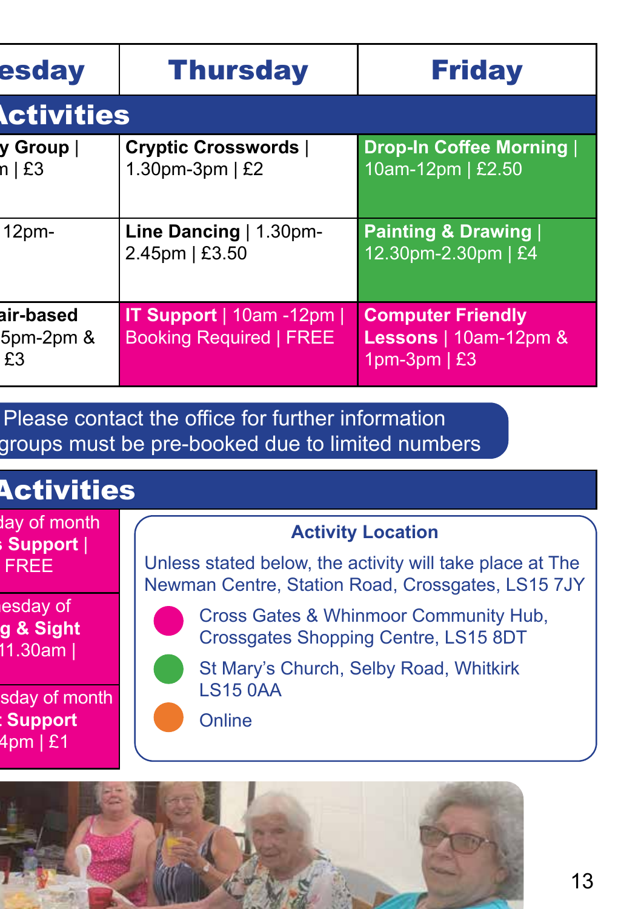| esday | Thursday | Friday |
|---|---|---|
| **ctivities** | | |
| **y Group** \| m \| £3 | **Cryptic Crosswords** \| 1.30pm-3pm \| £2 | **Drop-In Coffee Morning** \| 10am-12pm \| £2.50 |
| 12pm- | **Line Dancing** \| 1.30pm-2.45pm \| £3.50 | **Painting & Drawing** \| 12.30pm-2.30pm \| £4 |
| **air-based** 5pm-2pm & £3 | **IT Support** \| 10am -12pm \| Booking Required \| FREE | **Computer Friendly Lessons** \| 10am-12pm & 1pm-3pm \| £3 |

Please contact the office for further information
groups must be pre-booked due to limited numbers

## Activities

day of month
**s Support** |
FREE

esday of
**g & Sight**
11.30am |

sday of month
**Support**
4pm | £1

**Activity Location**

Unless stated below, the activity will take place at The Newman Centre, Station Road, Crossgates, LS15 7JY

- (Pink) Cross Gates & Whinmoor Community Hub, Crossgates Shopping Centre, LS15 8DT
- (Green) St Mary's Church, Selby Road, Whitkirk LS15 0AA
- (Orange) Online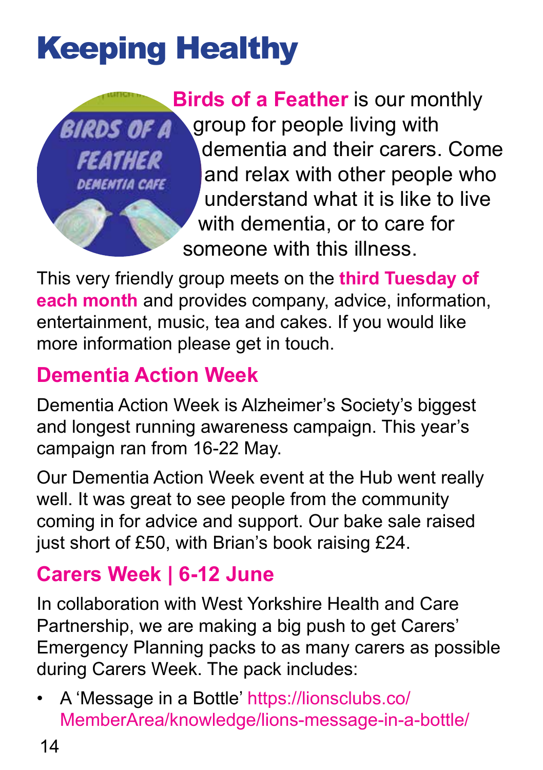# Keeping Healthy

**Birds of a Feather** is our monthly group for people living with dementia and their carers. Come and relax with other people who understand what it is like to live with dementia, or to care for someone with this illness.

This very friendly group meets on the **third Tuesday of each month** and provides company, advice, information, entertainment, music, tea and cakes. If you would like more information please get in touch.

## Dementia Action Week

Dementia Action Week is Alzheimer's Society's biggest and longest running awareness campaign. This year's campaign ran from 16-22 May.

Our Dementia Action Week event at the Hub went really well. It was great to see people from the community coming in for advice and support. Our bake sale raised just short of £50, with Brian's book raising £24.

## Carers Week | 6-12 June

In collaboration with West Yorkshire Health and Care Partnership, we are making a big push to get Carers' Emergency Planning packs to as many carers as possible during Carers Week. The pack includes:

- A 'Message in a Bottle' https://lionsclubs.co/MemberArea/knowledge/lions-message-in-a-bottle/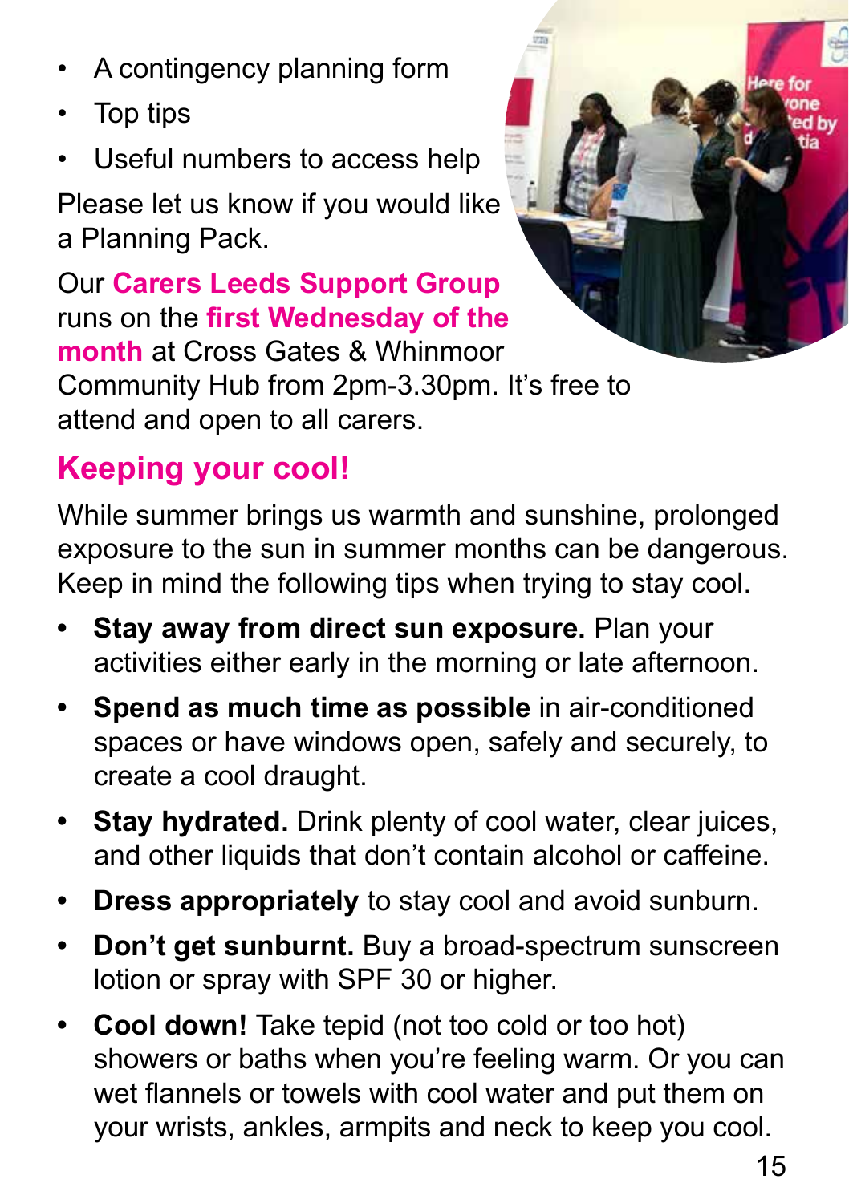- A contingency planning form
- Top tips
- Useful numbers to access help

Please let us know if you would like a Planning Pack.

Our **Carers Leeds Support Group** runs on the **first Wednesday of the month** at Cross Gates & Whinmoor Community Hub from 2pm-3.30pm. It's free to attend and open to all carers.

## Keeping your cool!

While summer brings us warmth and sunshine, prolonged exposure to the sun in summer months can be dangerous. Keep in mind the following tips when trying to stay cool.

- **Stay away from direct sun exposure.** Plan your activities either early in the morning or late afternoon.
- **Spend as much time as possible** in air-conditioned spaces or have windows open, safely and securely, to create a cool draught.
- **Stay hydrated.** Drink plenty of cool water, clear juices, and other liquids that don't contain alcohol or caffeine.
- **Dress appropriately** to stay cool and avoid sunburn.
- **Don't get sunburnt.** Buy a broad-spectrum sunscreen lotion or spray with SPF 30 or higher.
- **Cool down!** Take tepid (not too cold or too hot) showers or baths when you're feeling warm. Or you can wet flannels or towels with cool water and put them on your wrists, ankles, armpits and neck to keep you cool.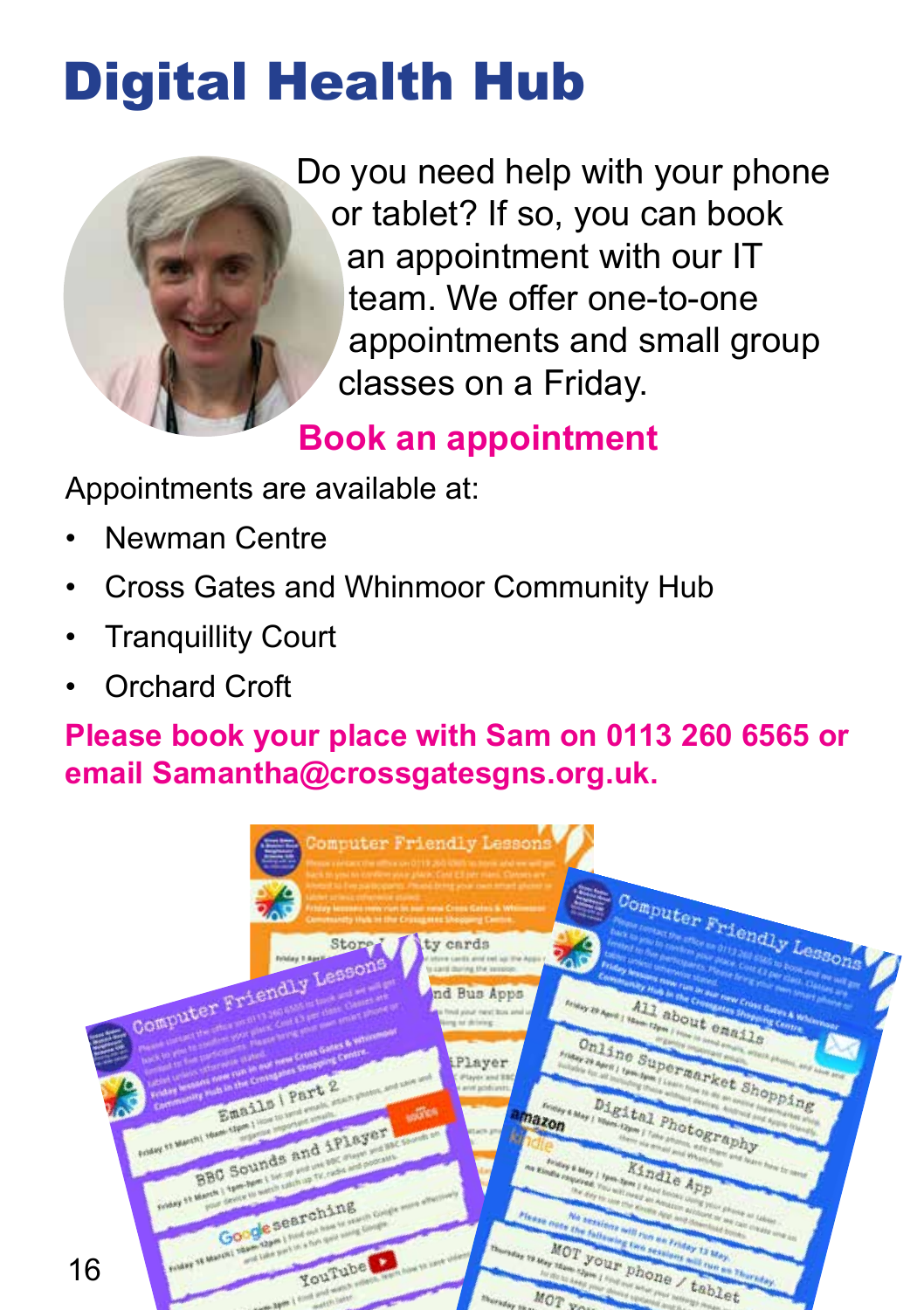# Digital Health Hub

Do you need help with your phone or tablet? If so, you can book an appointment with our IT team. We offer one-to-one appointments and small group classes on a Friday.

## Book an appointment

Appointments are available at:

- Newman Centre
- Cross Gates and Whinmoor Community Hub
- Tranquillity Court
- Orchard Croft

**Please book your place with Sam on 0113 260 6565 or email Samantha@crossgatesgns.org.uk.**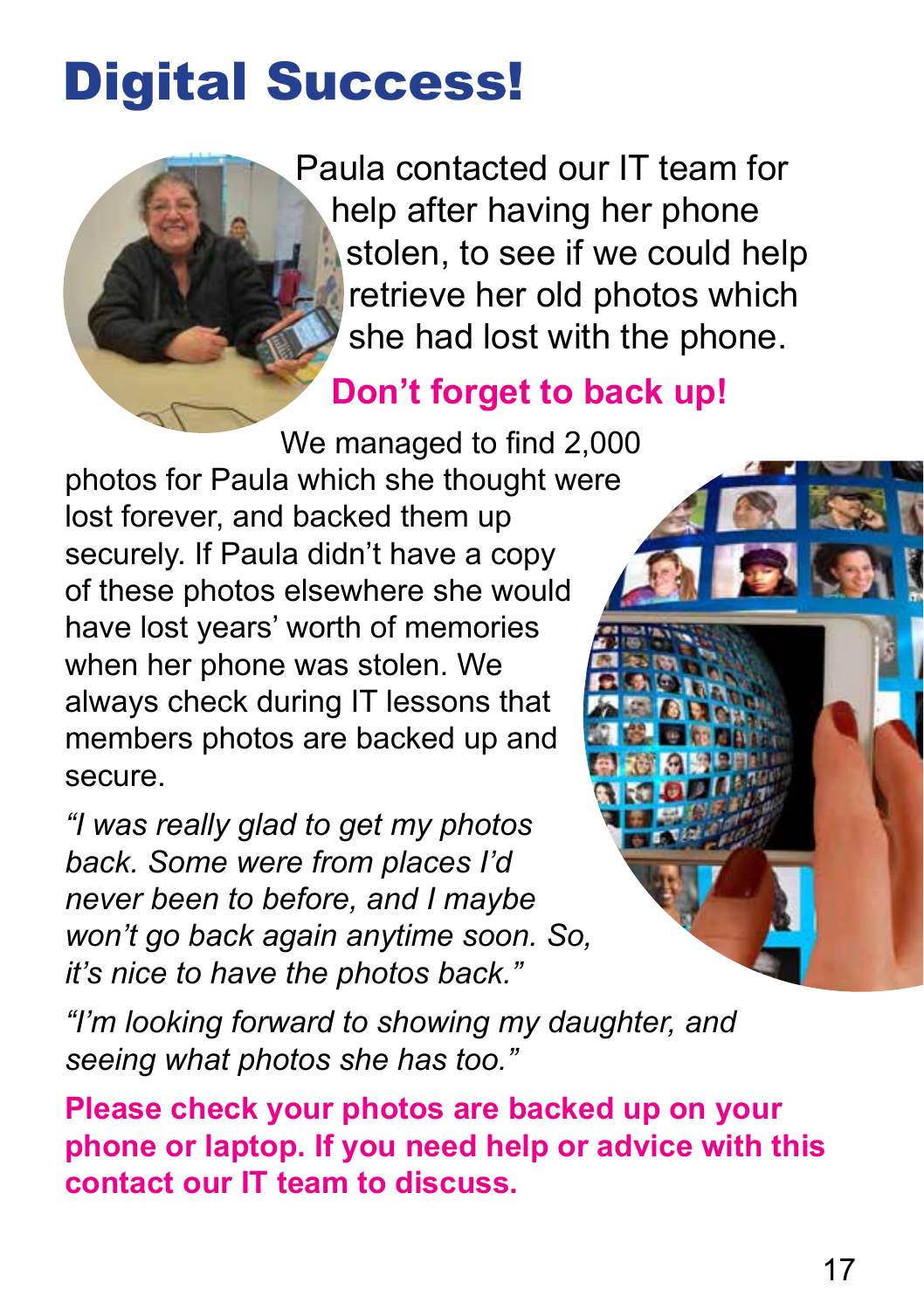# Digital Success!

Paula contacted our IT team for help after having her phone stolen, to see if we could help retrieve her old photos which she had lost with the phone.

## Don't forget to back up!

We managed to find 2,000 photos for Paula which she thought were lost forever, and backed them up securely. If Paula didn't have a copy of these photos elsewhere she would have lost years' worth of memories when her phone was stolen. We always check during IT lessons that members photos are backed up and secure.

*"I was really glad to get my photos back. Some were from places I'd never been to before, and I maybe won't go back again anytime soon. So, it's nice to have the photos back."*

*"I'm looking forward to showing my daughter, and seeing what photos she has too."*

**Please check your photos are backed up on your phone or laptop. If you need help or advice with this contact our IT team to discuss.**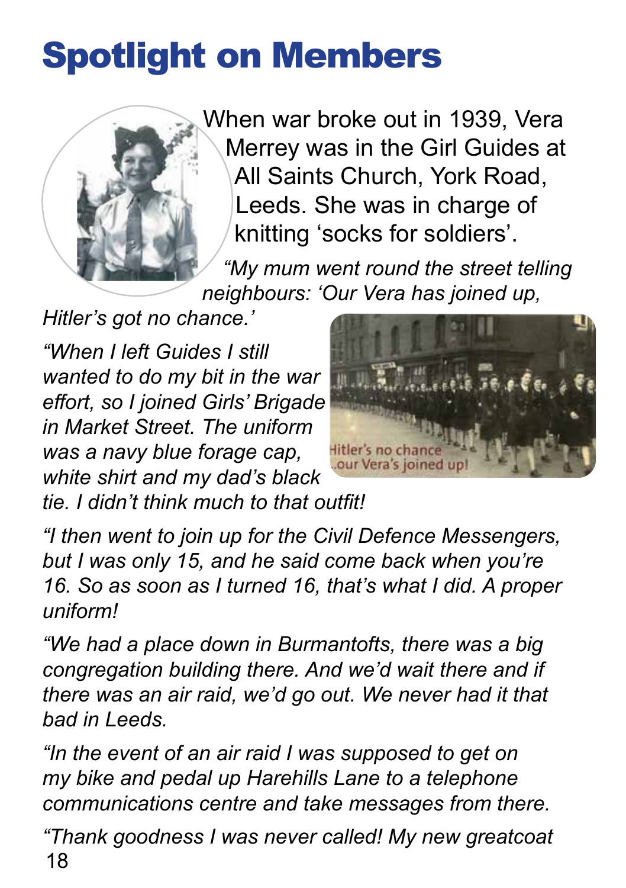# Spotlight on Members

When war broke out in 1939, Vera Merrey was in the Girl Guides at All Saints Church, York Road, Leeds. She was in charge of knitting 'socks for soldiers'.

*"My mum went round the street telling neighbours: 'Our Vera has joined up, Hitler's got no chance.'*

*"When I left Guides I still wanted to do my bit in the war effort, so I joined Girls' Brigade in Market Street. The uniform was a navy blue forage cap, white shirt and my dad's black tie. I didn't think much to that outfit!*

Hitler's no chance ...our Vera's joined up!

*"I then went to join up for the Civil Defence Messengers, but I was only 15, and he said come back when you're 16. So as soon as I turned 16, that's what I did. A proper uniform!*

*"We had a place down in Burmantofts, there was a big congregation building there. And we'd wait there and if there was an air raid, we'd go out. We never had it that bad in Leeds.*

*"In the event of an air raid I was supposed to get on my bike and pedal up Harehills Lane to a telephone communications centre and take messages from there.*

*"Thank goodness I was never called! My new greatcoat*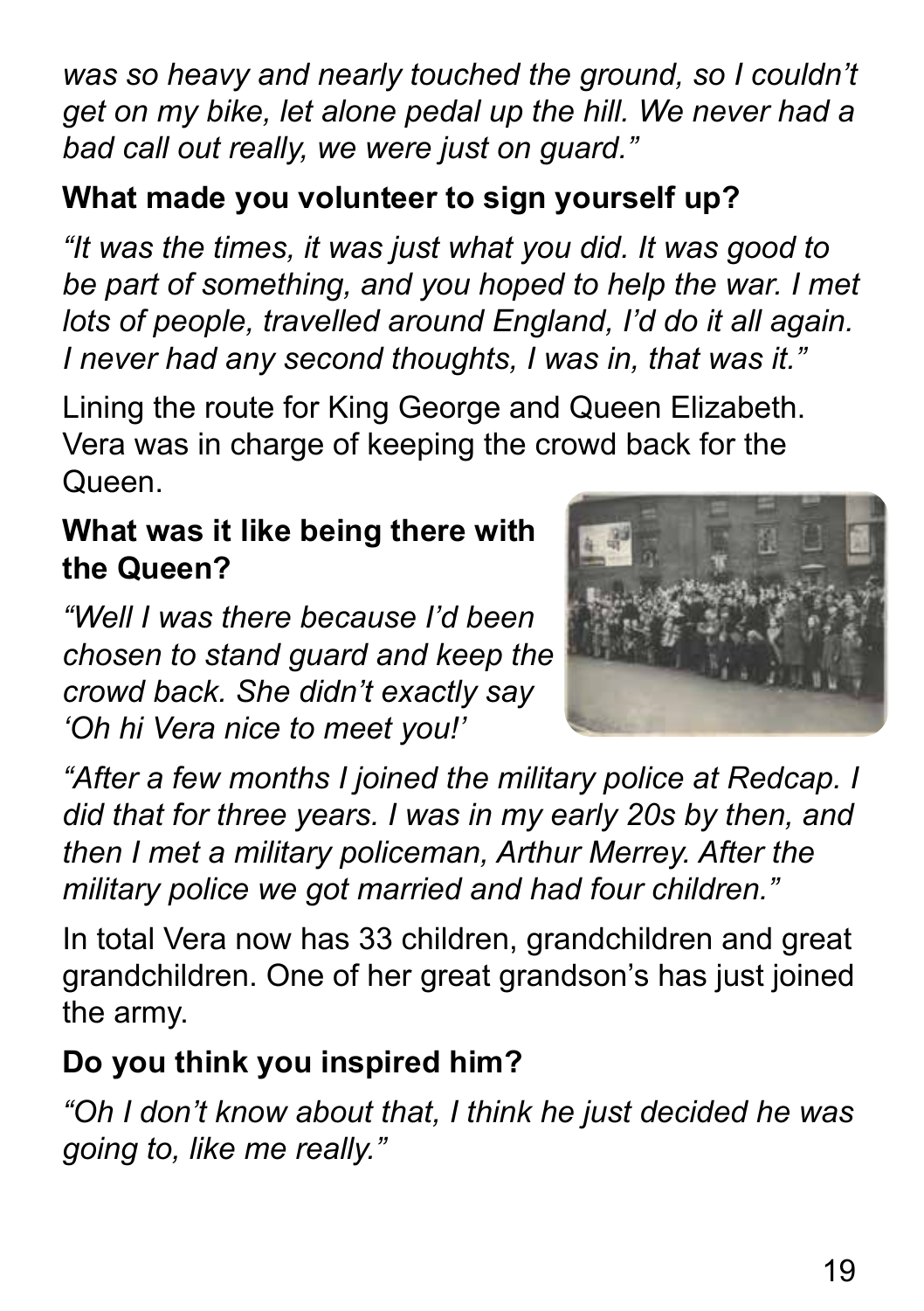*was so heavy and nearly touched the ground, so I couldn't get on my bike, let alone pedal up the hill. We never had a bad call out really, we were just on guard."*

**What made you volunteer to sign yourself up?**

*"It was the times, it was just what you did. It was good to be part of something, and you hoped to help the war. I met lots of people, travelled around England, I'd do it all again. I never had any second thoughts, I was in, that was it."*

Lining the route for King George and Queen Elizabeth. Vera was in charge of keeping the crowd back for the Queen.

**What was it like being there with the Queen?**

*"Well I was there because I'd been chosen to stand guard and keep the crowd back. She didn't exactly say 'Oh hi Vera nice to meet you!'*

*"After a few months I joined the military police at Redcap. I did that for three years. I was in my early 20s by then, and then I met a military policeman, Arthur Merrey. After the military police we got married and had four children."*

In total Vera now has 33 children, grandchildren and great grandchildren. One of her great grandson's has just joined the army.

**Do you think you inspired him?**

*"Oh I don't know about that, I think he just decided he was going to, like me really."*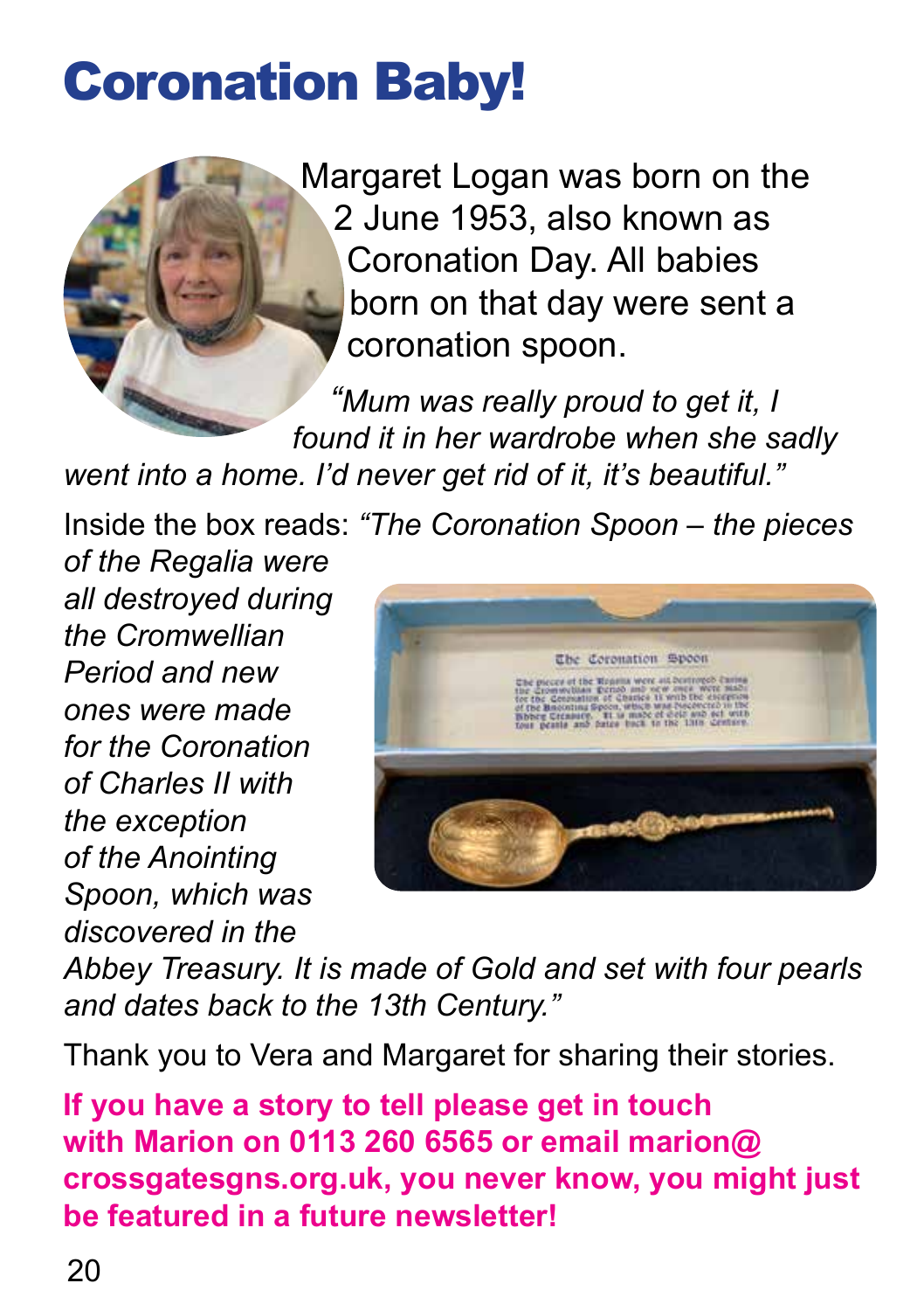# Coronation Baby!

Margaret Logan was born on the 2 June 1953, also known as Coronation Day. All babies born on that day were sent a coronation spoon.

*"Mum was really proud to get it, I found it in her wardrobe when she sadly went into a home. I'd never get rid of it, it's beautiful."*

Inside the box reads: *"The Coronation Spoon – the pieces of the Regalia were all destroyed during the Cromwellian Period and new ones were made for the Coronation of Charles II with the exception of the Anointing Spoon, which was discovered in the Abbey Treasury. It is made of Gold and set with four pearls and dates back to the 13th Century."*

Thank you to Vera and Margaret for sharing their stories.

**If you have a story to tell please get in touch with Marion on 0113 260 6565 or email marion@crossgatesgns.org.uk, you never know, you might just be featured in a future newsletter!**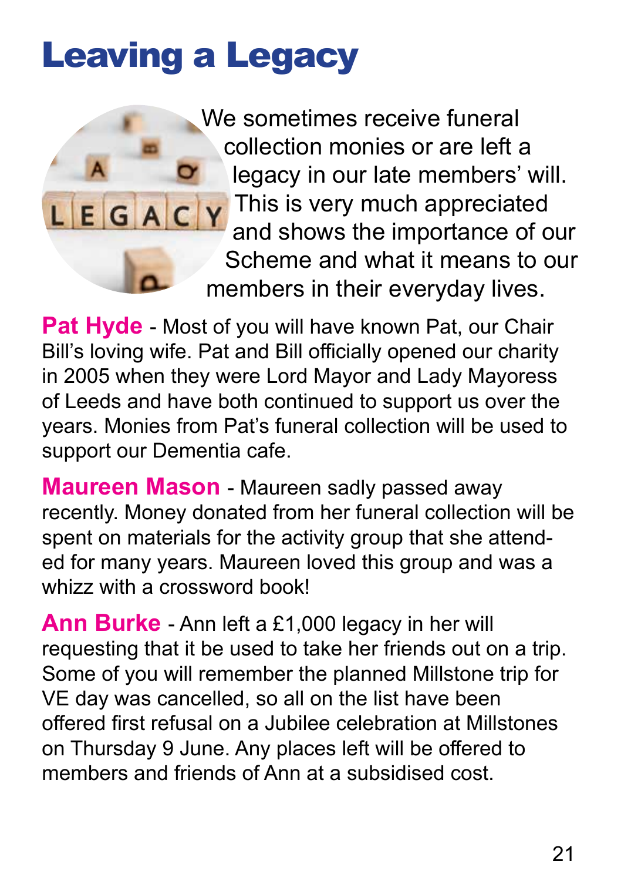# Leaving a Legacy

We sometimes receive funeral collection monies or are left a legacy in our late members' will. This is very much appreciated and shows the importance of our Scheme and what it means to our members in their everyday lives.

**Pat Hyde** - Most of you will have known Pat, our Chair Bill's loving wife. Pat and Bill officially opened our charity in 2005 when they were Lord Mayor and Lady Mayoress of Leeds and have both continued to support us over the years. Monies from Pat's funeral collection will be used to support our Dementia cafe.

**Maureen Mason** - Maureen sadly passed away recently. Money donated from her funeral collection will be spent on materials for the activity group that she attended for many years. Maureen loved this group and was a whizz with a crossword book!

**Ann Burke** - Ann left a £1,000 legacy in her will requesting that it be used to take her friends out on a trip. Some of you will remember the planned Millstone trip for VE day was cancelled, so all on the list have been offered first refusal on a Jubilee celebration at Millstones on Thursday 9 June. Any places left will be offered to members and friends of Ann at a subsidised cost.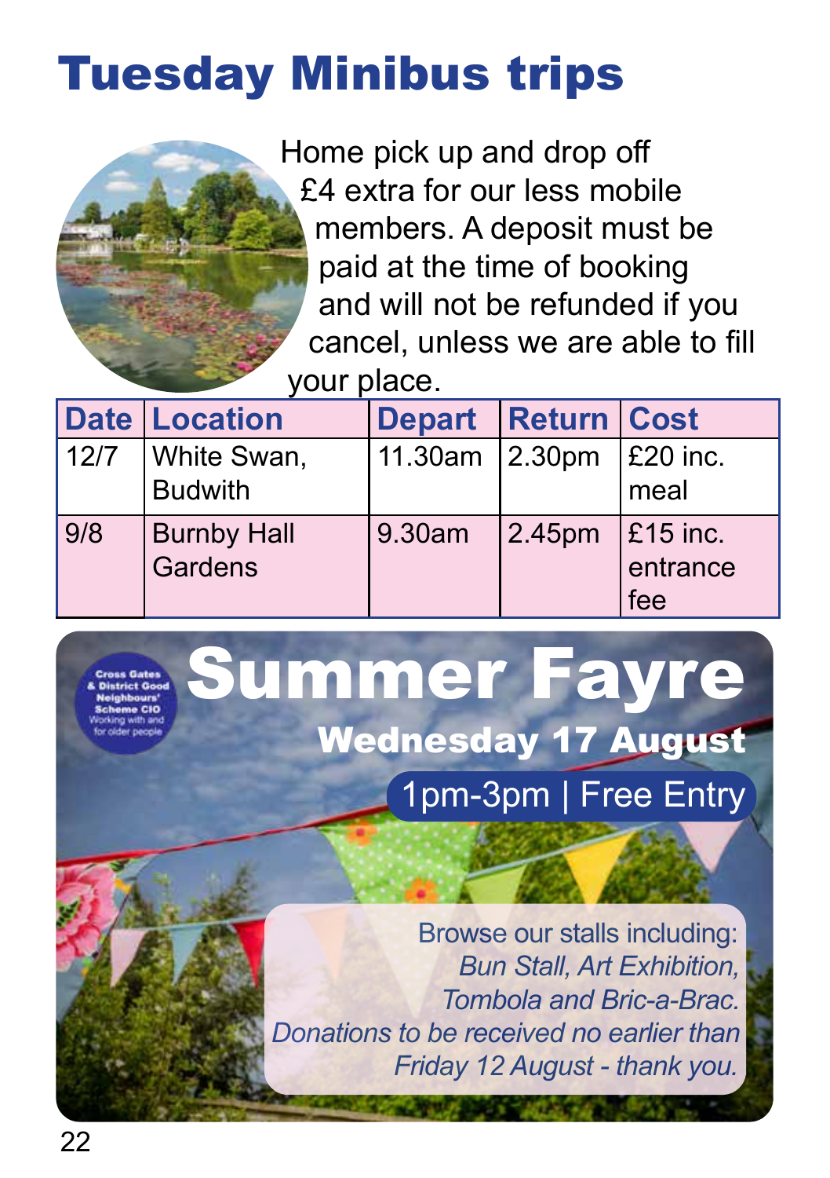# Tuesday Minibus trips

Home pick up and drop off £4 extra for our less mobile members. A deposit must be paid at the time of booking and will not be refunded if you cancel, unless we are able to fill your place.

| Date | Location | Depart | Return | Cost |
|---|---|---|---|---|
| 12/7 | White Swan, Budwith | 11.30am | 2.30pm | £20 inc. meal |
| 9/8 | Burnby Hall Gardens | 9.30am | 2.45pm | £15 inc. entrance fee |

Cross Gates & District Good Neighbours' Scheme CIO
Working with and for older people

# Summer Fayre

## Wednesday 17 August

1pm-3pm | Free Entry

Browse our stalls including:
*Bun Stall, Art Exhibition, Tombola and Bric-a-Brac.*
*Donations to be received no earlier than Friday 12 August - thank you.*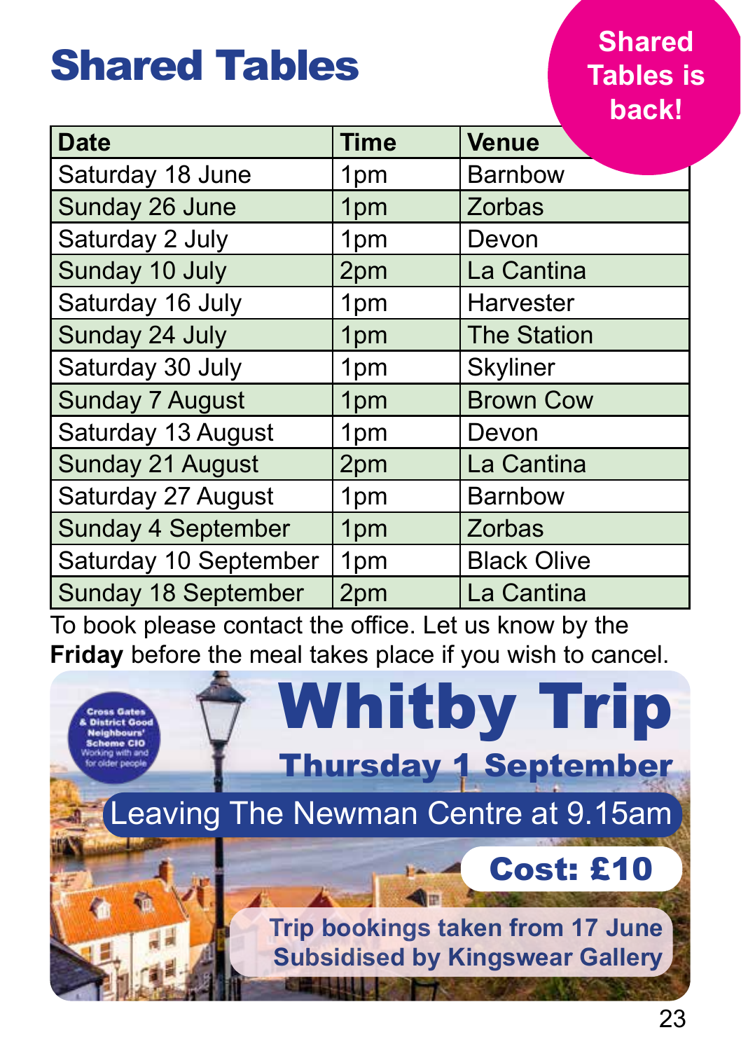# Shared Tables

**Shared Tables is back!**

| Date | Time | Venue |
|---|---|---|
| Saturday 18 June | 1pm | Barnbow |
| Sunday 26 June | 1pm | Zorbas |
| Saturday 2 July | 1pm | Devon |
| Sunday 10 July | 2pm | La Cantina |
| Saturday 16 July | 1pm | Harvester |
| Sunday 24 July | 1pm | The Station |
| Saturday 30 July | 1pm | Skyliner |
| Sunday 7 August | 1pm | Brown Cow |
| Saturday 13 August | 1pm | Devon |
| Sunday 21 August | 2pm | La Cantina |
| Saturday 27 August | 1pm | Barnbow |
| Sunday 4 September | 1pm | Zorbas |
| Saturday 10 September | 1pm | Black Olive |
| Sunday 18 September | 2pm | La Cantina |

To book please contact the office. Let us know by the **Friday** before the meal takes place if you wish to cancel.

Cross Gates & District Good Neighbours' Scheme CIO
Working with and for older people

# Whitby Trip

## Thursday 1 September

Leaving The Newman Centre at 9.15am

**Cost: £10**

**Trip bookings taken from 17 June**
**Subsidised by Kingswear Gallery**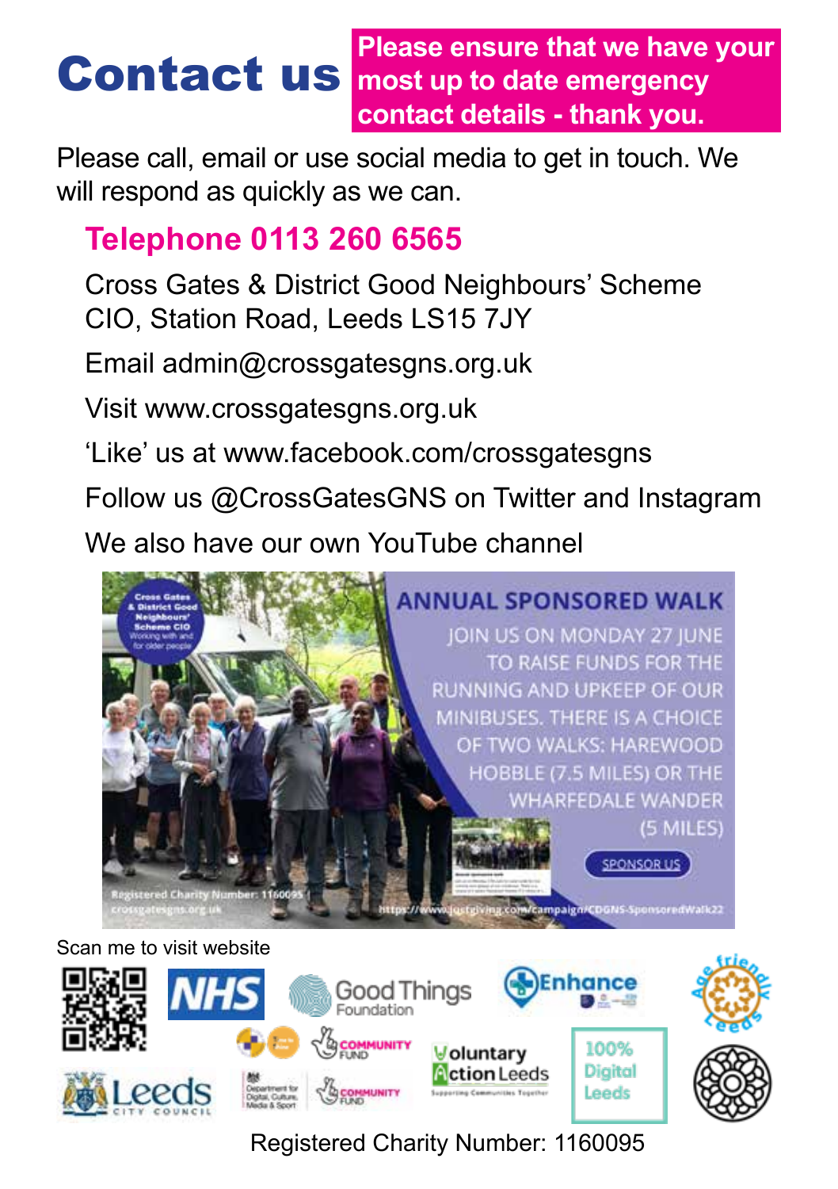# Contact us

**Please ensure that we have your most up to date emergency contact details - thank you.**

Please call, email or use social media to get in touch. We will respond as quickly as we can.

## Telephone 0113 260 6565

Cross Gates & District Good Neighbours' Scheme CIO, Station Road, Leeds LS15 7JY

Email admin@crossgatesgns.org.uk

Visit www.crossgatesgns.org.uk

'Like' us at www.facebook.com/crossgatesgns

Follow us @CrossGatesGNS on Twitter and Instagram

We also have our own YouTube channel

Cross Gates & District Good Neighbours' Scheme CIO
Working with and for older people

ANNUAL SPONSORED WALK

JOIN US ON MONDAY 27 JUNE TO RAISE FUNDS FOR THE RUNNING AND UPKEEP OF OUR MINIBUSES. THERE IS A CHOICE OF TWO WALKS: HAREWOOD HOBBLE (7.5 MILES) OR THE WHARFEDALE WANDER (5 MILES)

SPONSOR US

Registered Charity Number: 1160095
crossgatesgns.org.uk

https://www.justgiving.com/campaign/CDGNS-SponsoredWalk22

Scan me to visit website

NHS

Good Things Foundation

Enhance

Age friendly Leeds

Community Fund

Voluntary Action Leeds
Supporting Communities Together

100% Digital Leeds

Leeds City Council

Department for Digital, Culture, Media & Sport

Community Fund

Registered Charity Number: 1160095